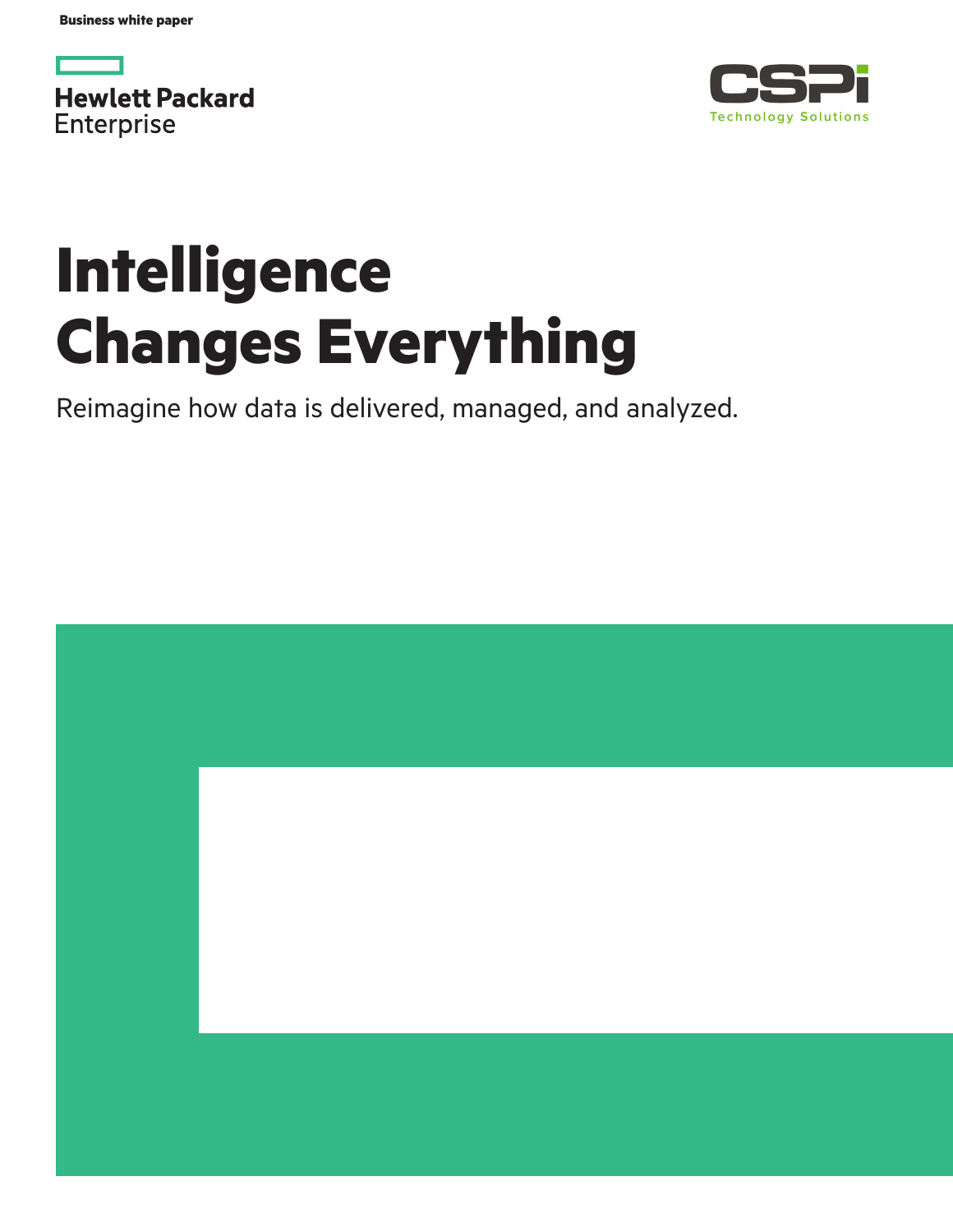Business white paper

Hewlett Packard Enterprise

CSPi Technology Solutions

# Intelligence Changes Everything

Reimagine how data is delivered, managed, and analyzed.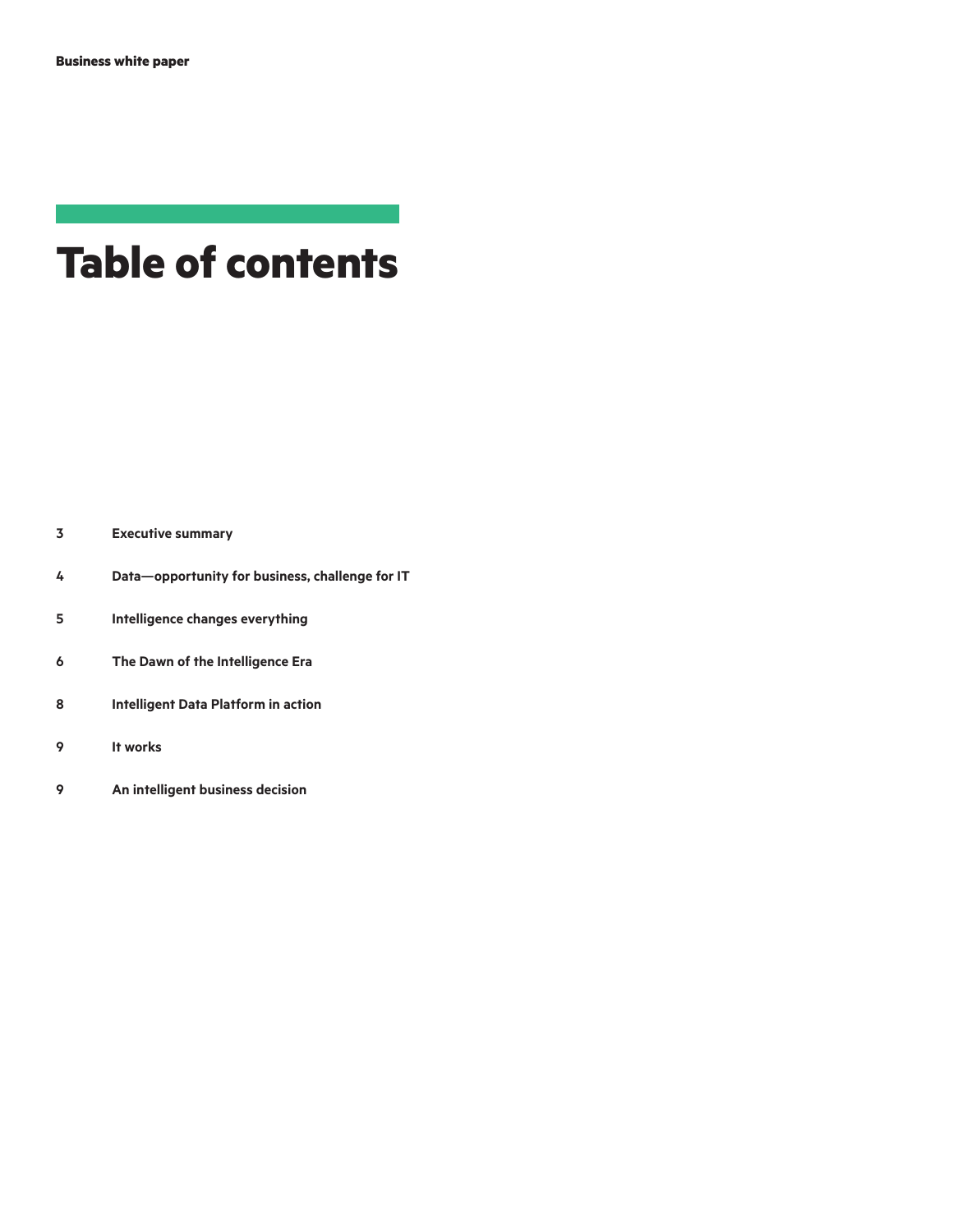# Table of contents

3 **Executive summary**

4 **Data—opportunity for business, challenge for IT**

5 **Intelligence changes everything**

6 **The Dawn of the Intelligence Era**

8 **Intelligent Data Platform in action**

9 **It works**

9 **An intelligent business decision**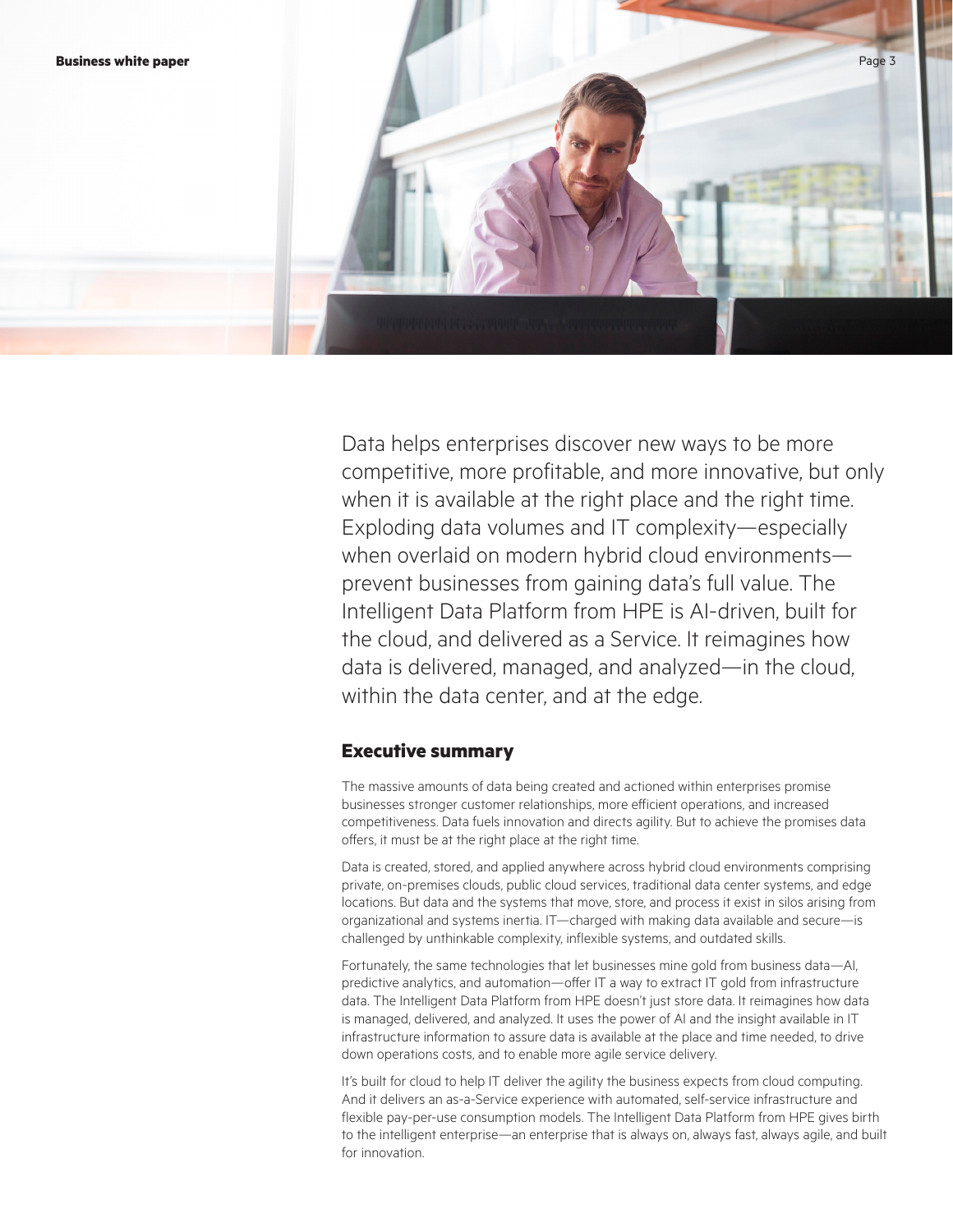Data helps enterprises discover new ways to be more competitive, more profitable, and more innovative, but only when it is available at the right place and the right time. Exploding data volumes and IT complexity—especially when overlaid on modern hybrid cloud environments—prevent businesses from gaining data's full value. The Intelligent Data Platform from HPE is AI-driven, built for the cloud, and delivered as a Service. It reimagines how data is delivered, managed, and analyzed—in the cloud, within the data center, and at the edge.

## Executive summary

The massive amounts of data being created and actioned within enterprises promise businesses stronger customer relationships, more efficient operations, and increased competitiveness. Data fuels innovation and directs agility. But to achieve the promises data offers, it must be at the right place at the right time.

Data is created, stored, and applied anywhere across hybrid cloud environments comprising private, on-premises clouds, public cloud services, traditional data center systems, and edge locations. But data and the systems that move, store, and process it exist in silos arising from organizational and systems inertia. IT—charged with making data available and secure—is challenged by unthinkable complexity, inflexible systems, and outdated skills.

Fortunately, the same technologies that let businesses mine gold from business data—AI, predictive analytics, and automation—offer IT a way to extract IT gold from infrastructure data. The Intelligent Data Platform from HPE doesn't just store data. It reimagines how data is managed, delivered, and analyzed. It uses the power of AI and the insight available in IT infrastructure information to assure data is available at the place and time needed, to drive down operations costs, and to enable more agile service delivery.

It's built for cloud to help IT deliver the agility the business expects from cloud computing. And it delivers an as-a-Service experience with automated, self-service infrastructure and flexible pay-per-use consumption models. The Intelligent Data Platform from HPE gives birth to the intelligent enterprise—an enterprise that is always on, always fast, always agile, and built for innovation.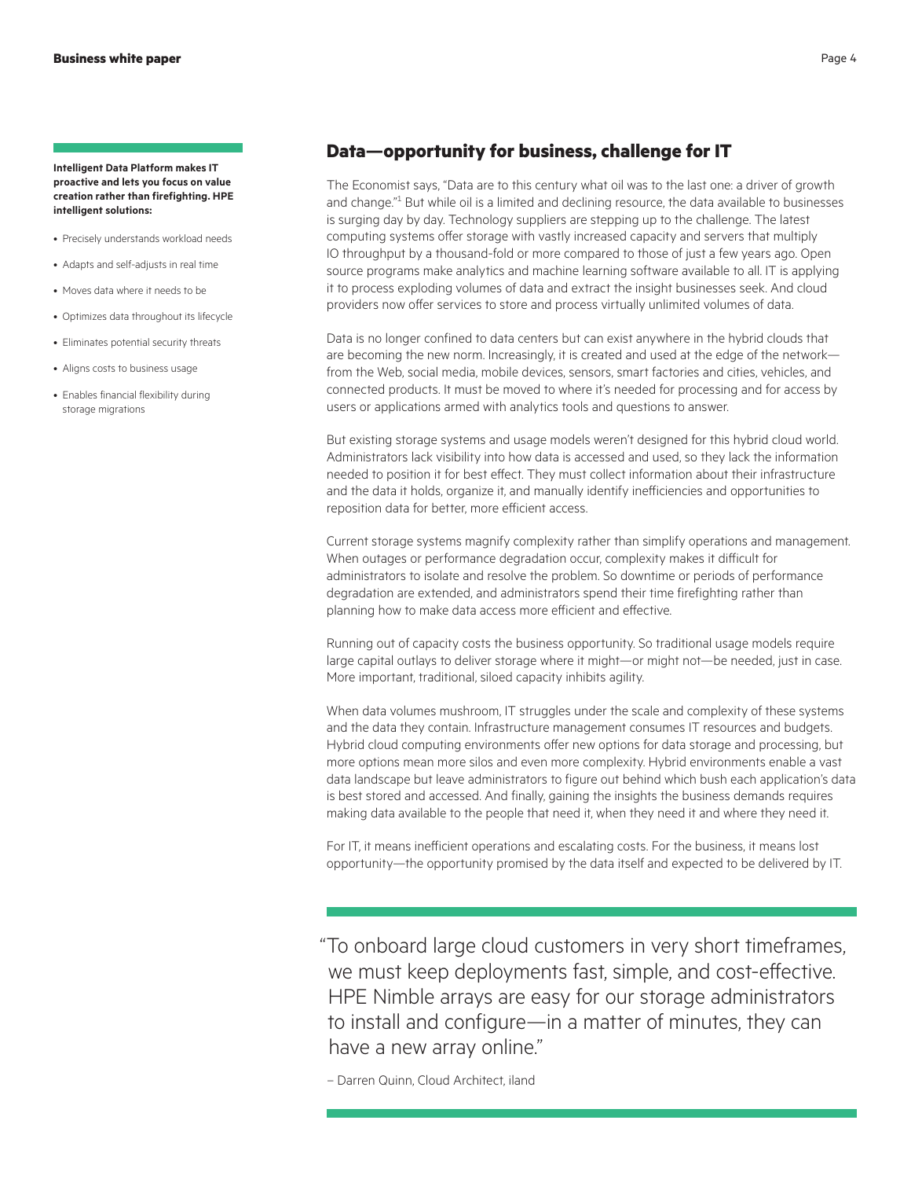**Intelligent Data Platform makes IT proactive and lets you focus on value creation rather than firefighting. HPE intelligent solutions:**

- Precisely understands workload needs
- Adapts and self-adjusts in real time
- Moves data where it needs to be
- Optimizes data throughout its lifecycle
- Eliminates potential security threats
- Aligns costs to business usage
- Enables financial flexibility during storage migrations

## Data—opportunity for business, challenge for IT

The Economist says, "Data are to this century what oil was to the last one: a driver of growth and change."[1] But while oil is a limited and declining resource, the data available to businesses is surging day by day. Technology suppliers are stepping up to the challenge. The latest computing systems offer storage with vastly increased capacity and servers that multiply IO throughput by a thousand-fold or more compared to those of just a few years ago. Open source programs make analytics and machine learning software available to all. IT is applying it to process exploding volumes of data and extract the insight businesses seek. And cloud providers now offer services to store and process virtually unlimited volumes of data.

Data is no longer confined to data centers but can exist anywhere in the hybrid clouds that are becoming the new norm. Increasingly, it is created and used at the edge of the network—from the Web, social media, mobile devices, sensors, smart factories and cities, vehicles, and connected products. It must be moved to where it's needed for processing and for access by users or applications armed with analytics tools and questions to answer.

But existing storage systems and usage models weren't designed for this hybrid cloud world. Administrators lack visibility into how data is accessed and used, so they lack the information needed to position it for best effect. They must collect information about their infrastructure and the data it holds, organize it, and manually identify inefficiencies and opportunities to reposition data for better, more efficient access.

Current storage systems magnify complexity rather than simplify operations and management. When outages or performance degradation occur, complexity makes it difficult for administrators to isolate and resolve the problem. So downtime or periods of performance degradation are extended, and administrators spend their time firefighting rather than planning how to make data access more efficient and effective.

Running out of capacity costs the business opportunity. So traditional usage models require large capital outlays to deliver storage where it might—or might not—be needed, just in case. More important, traditional, siloed capacity inhibits agility.

When data volumes mushroom, IT struggles under the scale and complexity of these systems and the data they contain. Infrastructure management consumes IT resources and budgets. Hybrid cloud computing environments offer new options for data storage and processing, but more options mean more silos and even more complexity. Hybrid environments enable a vast data landscape but leave administrators to figure out behind which bush each application's data is best stored and accessed. And finally, gaining the insights the business demands requires making data available to the people that need it, when they need it and where they need it.

For IT, it means inefficient operations and escalating costs. For the business, it means lost opportunity—the opportunity promised by the data itself and expected to be delivered by IT.

> "To onboard large cloud customers in very short timeframes, we must keep deployments fast, simple, and cost-effective. HPE Nimble arrays are easy for our storage administrators to install and configure—in a matter of minutes, they can have a new array online."
>
> – Darren Quinn, Cloud Architect, iland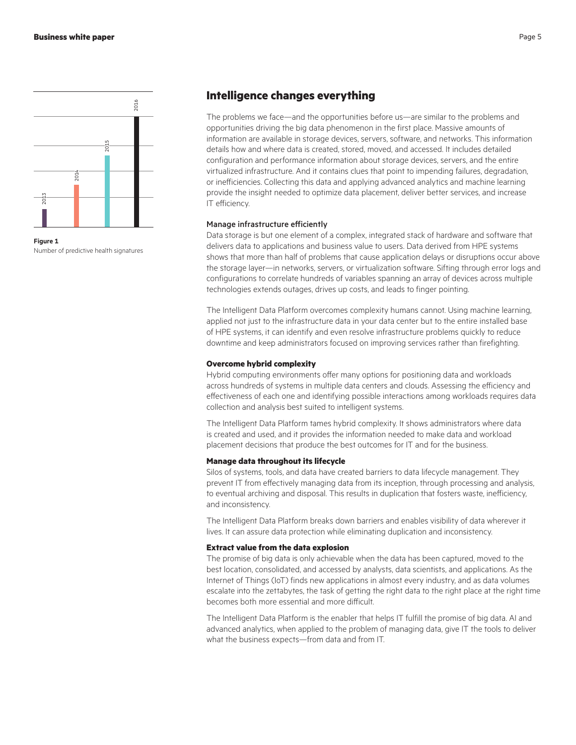Figure 1
Number of predictive health signatures

## Intelligence changes everything

The problems we face—and the opportunities before us—are similar to the problems and opportunities driving the big data phenomenon in the first place. Massive amounts of information are available in storage devices, servers, software, and networks. This information details how and where data is created, stored, moved, and accessed. It includes detailed configuration and performance information about storage devices, servers, and the entire virtualized infrastructure. And it contains clues that point to impending failures, degradation, or inefficiencies. Collecting this data and applying advanced analytics and machine learning provide the insight needed to optimize data placement, deliver better services, and increase IT efficiency.

### Manage infrastructure efficiently

Data storage is but one element of a complex, integrated stack of hardware and software that delivers data to applications and business value to users. Data derived from HPE systems shows that more than half of problems that cause application delays or disruptions occur above the storage layer—in networks, servers, or virtualization software. Sifting through error logs and configurations to correlate hundreds of variables spanning an array of devices across multiple technologies extends outages, drives up costs, and leads to finger pointing.

The Intelligent Data Platform overcomes complexity humans cannot. Using machine learning, applied not just to the infrastructure data in your data center but to the entire installed base of HPE systems, it can identify and even resolve infrastructure problems quickly to reduce downtime and keep administrators focused on improving services rather than firefighting.

### Overcome hybrid complexity

Hybrid computing environments offer many options for positioning data and workloads across hundreds of systems in multiple data centers and clouds. Assessing the efficiency and effectiveness of each one and identifying possible interactions among workloads requires data collection and analysis best suited to intelligent systems.

The Intelligent Data Platform tames hybrid complexity. It shows administrators where data is created and used, and it provides the information needed to make data and workload placement decisions that produce the best outcomes for IT and for the business.

### Manage data throughout its lifecycle

Silos of systems, tools, and data have created barriers to data lifecycle management. They prevent IT from effectively managing data from its inception, through processing and analysis, to eventual archiving and disposal. This results in duplication that fosters waste, inefficiency, and inconsistency.

The Intelligent Data Platform breaks down barriers and enables visibility of data wherever it lives. It can assure data protection while eliminating duplication and inconsistency.

### Extract value from the data explosion

The promise of big data is only achievable when the data has been captured, moved to the best location, consolidated, and accessed by analysts, data scientists, and applications. As the Internet of Things (IoT) finds new applications in almost every industry, and as data volumes escalate into the zettabytes, the task of getting the right data to the right place at the right time becomes both more essential and more difficult.

The Intelligent Data Platform is the enabler that helps IT fulfill the promise of big data. AI and advanced analytics, when applied to the problem of managing data, give IT the tools to deliver what the business expects—from data and from IT.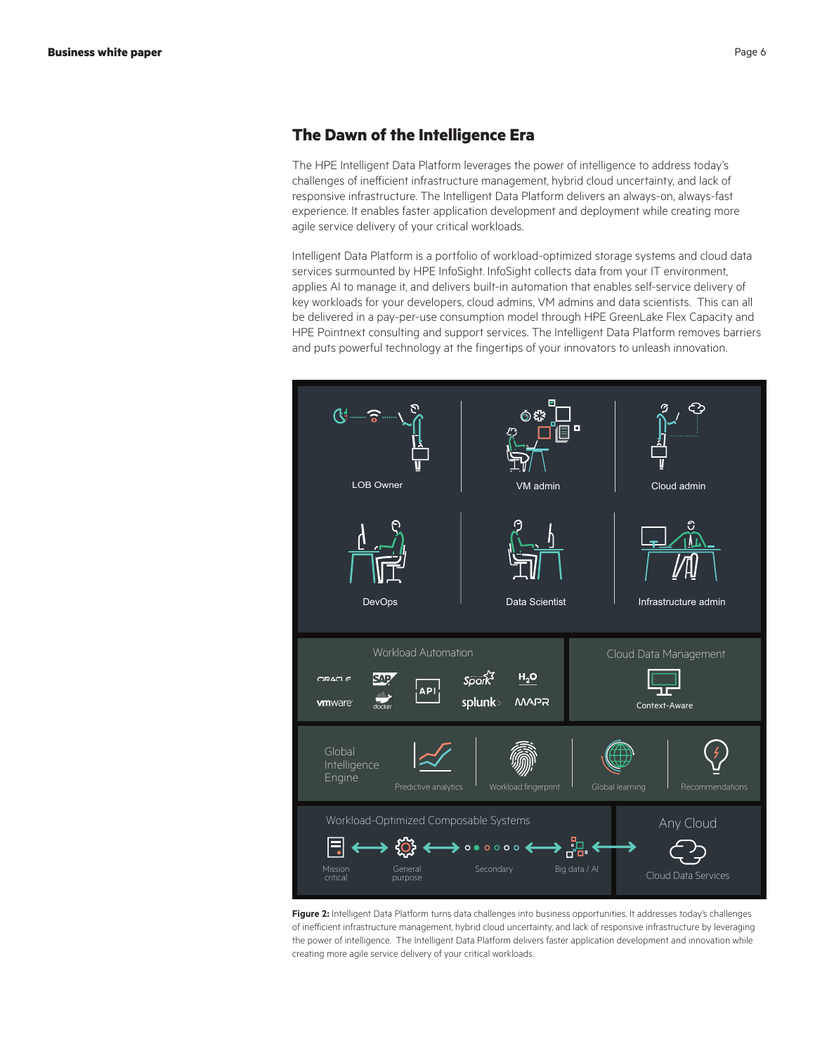## The Dawn of the Intelligence Era

The HPE Intelligent Data Platform leverages the power of intelligence to address today's challenges of inefficient infrastructure management, hybrid cloud uncertainty, and lack of responsive infrastructure. The Intelligent Data Platform delivers an always-on, always-fast experience. It enables faster application development and deployment while creating more agile service delivery of your critical workloads.

Intelligent Data Platform is a portfolio of workload-optimized storage systems and cloud data services surmounted by HPE InfoSight. InfoSight collects data from your IT environment, applies AI to manage it, and delivers built-in automation that enables self-service delivery of key workloads for your developers, cloud admins, VM admins and data scientists. This can all be delivered in a pay-per-use consumption model through HPE GreenLake Flex Capacity and HPE Pointnext consulting and support services. The Intelligent Data Platform removes barriers and puts powerful technology at the fingertips of your innovators to unleash innovation.

LOB Owner | VM admin | Cloud admin | DevOps | Data Scientist | Infrastructure admin

Workload Automation: ORACLE, SAP, API, Spark, $H_2O$, vmware, docker, splunk, MAPR

Cloud Data Management: Context-Aware

Global Intelligence Engine: Predictive analytics, Workload fingerprint, Global learning, Recommendations

Workload-Optimized Composable Systems: Mission critical, General purpose, Secondary, Big data / AI

Any Cloud: Cloud Data Services

**Figure 2:** Intelligent Data Platform turns data challenges into business opportunities. It addresses today's challenges of inefficient infrastructure management, hybrid cloud uncertainty, and lack of responsive infrastructure by leveraging the power of intelligence. The Intelligent Data Platform delivers faster application development and innovation while creating more agile service delivery of your critical workloads.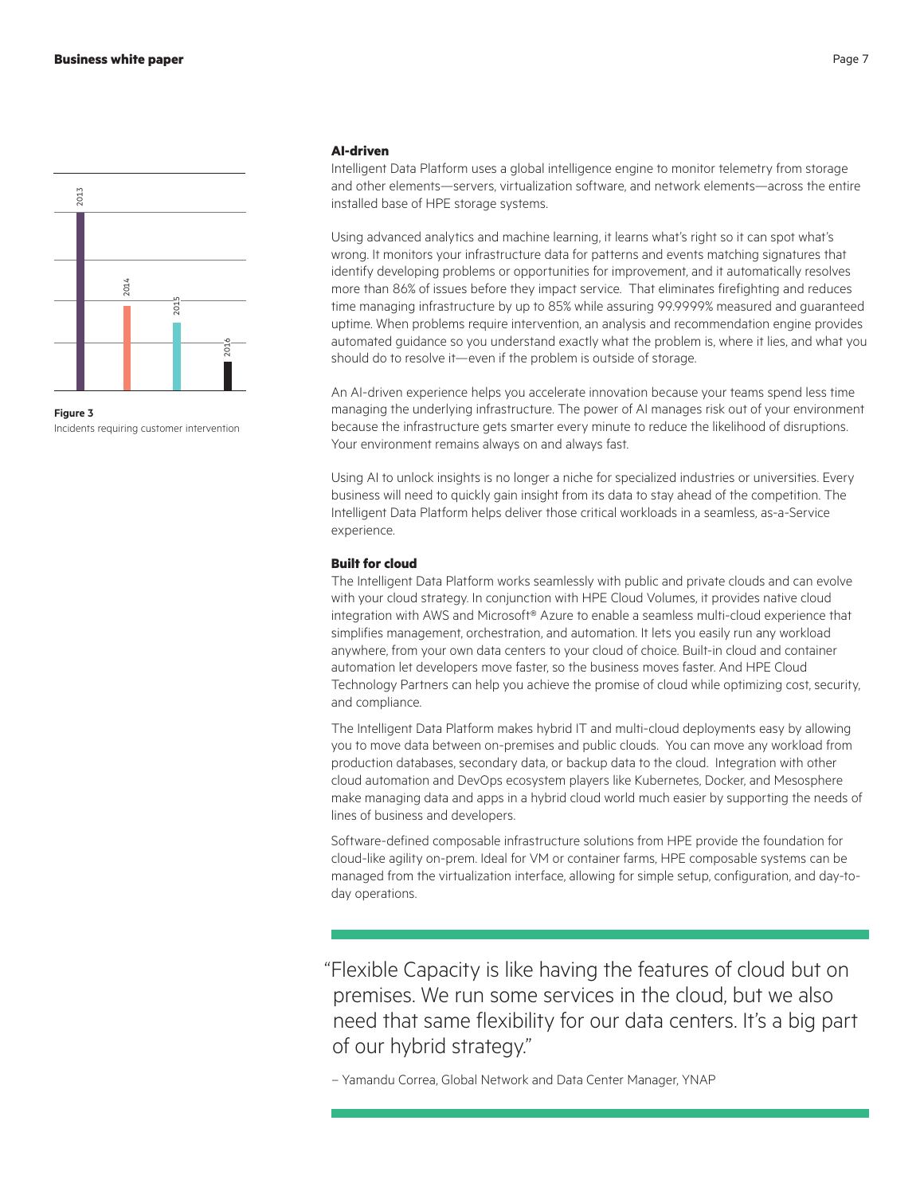2013

2014

2015

2016

**Figure 3**
Incidents requiring customer intervention

**AI-driven**

Intelligent Data Platform uses a global intelligence engine to monitor telemetry from storage and other elements—servers, virtualization software, and network elements—across the entire installed base of HPE storage systems.

Using advanced analytics and machine learning, it learns what's right so it can spot what's wrong. It monitors your infrastructure data for patterns and events matching signatures that identify developing problems or opportunities for improvement, and it automatically resolves more than 86% of issues before they impact service. That eliminates firefighting and reduces time managing infrastructure by up to 85% while assuring 99.9999% measured and guaranteed uptime. When problems require intervention, an analysis and recommendation engine provides automated guidance so you understand exactly what the problem is, where it lies, and what you should do to resolve it—even if the problem is outside of storage.

An AI-driven experience helps you accelerate innovation because your teams spend less time managing the underlying infrastructure. The power of AI manages risk out of your environment because the infrastructure gets smarter every minute to reduce the likelihood of disruptions. Your environment remains always on and always fast.

Using AI to unlock insights is no longer a niche for specialized industries or universities. Every business will need to quickly gain insight from its data to stay ahead of the competition. The Intelligent Data Platform helps deliver those critical workloads in a seamless, as-a-Service experience.

**Built for cloud**

The Intelligent Data Platform works seamlessly with public and private clouds and can evolve with your cloud strategy. In conjunction with HPE Cloud Volumes, it provides native cloud integration with AWS and Microsoft® Azure to enable a seamless multi-cloud experience that simplifies management, orchestration, and automation. It lets you easily run any workload anywhere, from your own data centers to your cloud of choice. Built-in cloud and container automation let developers move faster, so the business moves faster. And HPE Cloud Technology Partners can help you achieve the promise of cloud while optimizing cost, security, and compliance.

The Intelligent Data Platform makes hybrid IT and multi-cloud deployments easy by allowing you to move data between on-premises and public clouds. You can move any workload from production databases, secondary data, or backup data to the cloud. Integration with other cloud automation and DevOps ecosystem players like Kubernetes, Docker, and Mesosphere make managing data and apps in a hybrid cloud world much easier by supporting the needs of lines of business and developers.

Software-defined composable infrastructure solutions from HPE provide the foundation for cloud-like agility on-prem. Ideal for VM or container farms, HPE composable systems can be managed from the virtualization interface, allowing for simple setup, configuration, and day-to-day operations.

> "Flexible Capacity is like having the features of cloud but on premises. We run some services in the cloud, but we also need that same flexibility for our data centers. It's a big part of our hybrid strategy."
>
> – Yamandu Correa, Global Network and Data Center Manager, YNAP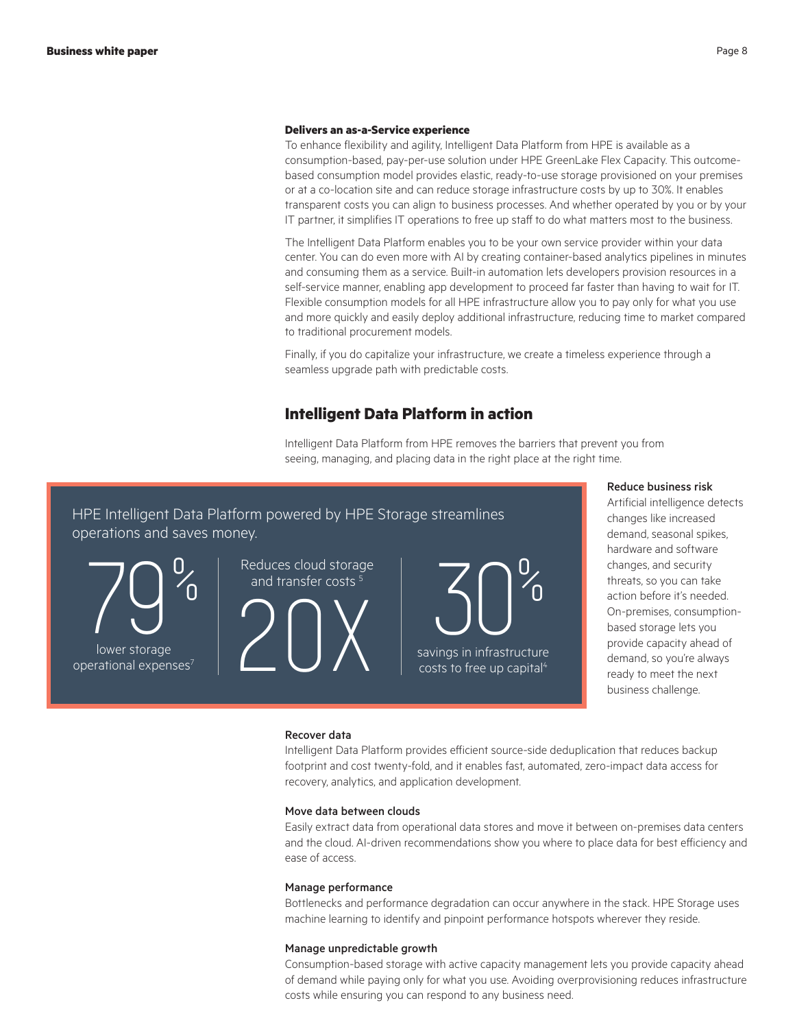**Delivers an as-a-Service experience**

To enhance flexibility and agility, Intelligent Data Platform from HPE is available as a consumption-based, pay-per-use solution under HPE GreenLake Flex Capacity. This outcome-based consumption model provides elastic, ready-to-use storage provisioned on your premises or at a co-location site and can reduce storage infrastructure costs by up to 30%. It enables transparent costs you can align to business processes. And whether operated by you or by your IT partner, it simplifies IT operations to free up staff to do what matters most to the business.

The Intelligent Data Platform enables you to be your own service provider within your data center. You can do even more with AI by creating container-based analytics pipelines in minutes and consuming them as a service. Built-in automation lets developers provision resources in a self-service manner, enabling app development to proceed far faster than having to wait for IT. Flexible consumption models for all HPE infrastructure allow you to pay only for what you use and more quickly and easily deploy additional infrastructure, reducing time to market compared to traditional procurement models.

Finally, if you do capitalize your infrastructure, we create a timeless experience through a seamless upgrade path with predictable costs.

## Intelligent Data Platform in action

Intelligent Data Platform from HPE removes the barriers that prevent you from seeing, managing, and placing data in the right place at the right time.

HPE Intelligent Data Platform powered by HPE Storage streamlines operations and saves money.

**79%** lower storage operational expenses[7]

Reduces cloud storage and transfer costs[5] **20X**

**30%** savings in infrastructure costs to free up capital[4]

**Reduce business risk**

Artificial intelligence detects changes like increased demand, seasonal spikes, hardware and software changes, and security threats, so you can take action before it's needed. On-premises, consumption-based storage lets you provide capacity ahead of demand, so you're always ready to meet the next business challenge.

**Recover data**

Intelligent Data Platform provides efficient source-side deduplication that reduces backup footprint and cost twenty-fold, and it enables fast, automated, zero-impact data access for recovery, analytics, and application development.

**Move data between clouds**

Easily extract data from operational data stores and move it between on-premises data centers and the cloud. AI-driven recommendations show you where to place data for best efficiency and ease of access.

**Manage performance**

Bottlenecks and performance degradation can occur anywhere in the stack. HPE Storage uses machine learning to identify and pinpoint performance hotspots wherever they reside.

**Manage unpredictable growth**

Consumption-based storage with active capacity management lets you provide capacity ahead of demand while paying only for what you use. Avoiding overprovisioning reduces infrastructure costs while ensuring you can respond to any business need.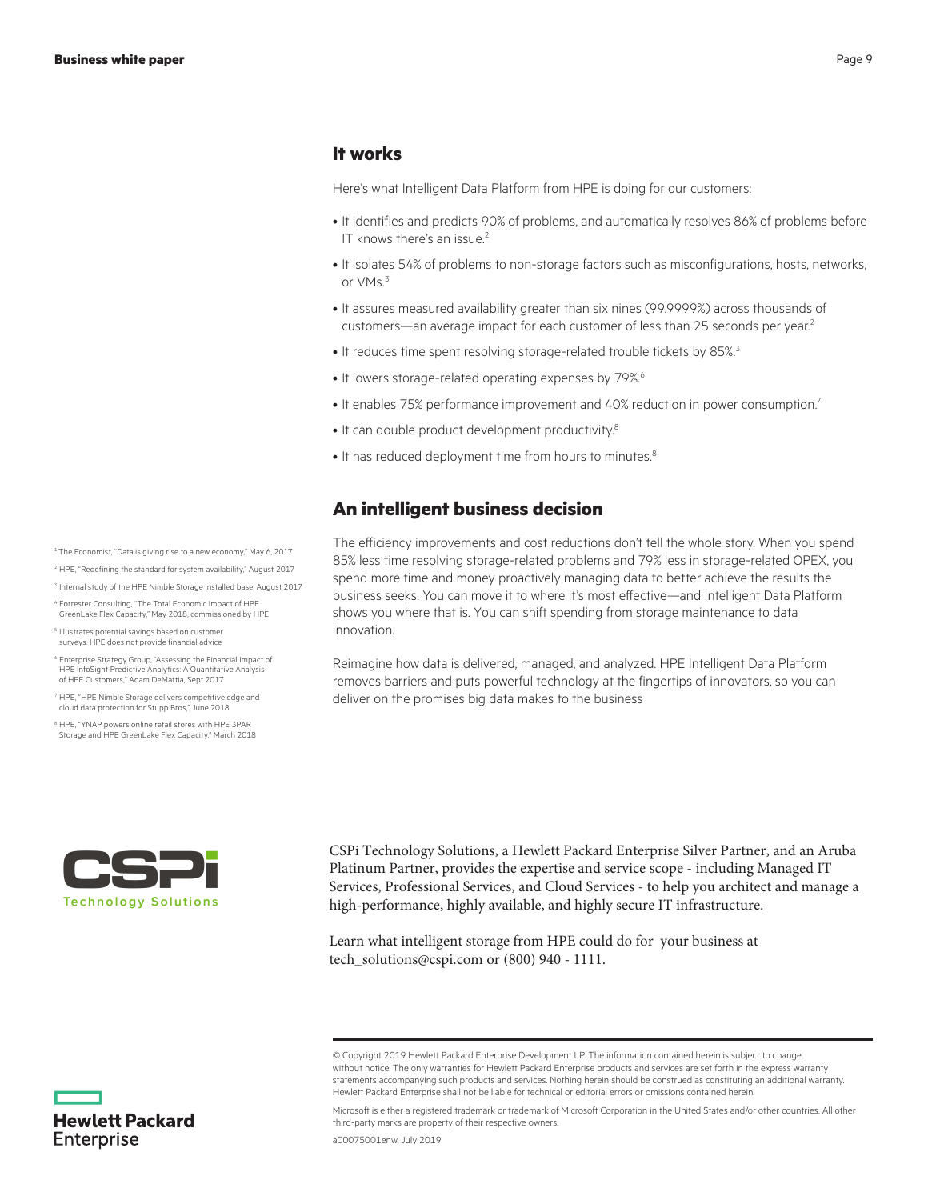## It works

Here's what Intelligent Data Platform from HPE is doing for our customers:

- It identifies and predicts 90% of problems, and automatically resolves 86% of problems before IT knows there's an issue.[2]
- It isolates 54% of problems to non-storage factors such as misconfigurations, hosts, networks, or VMs.[3]
- It assures measured availability greater than six nines (99.9999%) across thousands of customers—an average impact for each customer of less than 25 seconds per year.[2]
- It reduces time spent resolving storage-related trouble tickets by 85%.[3]
- It lowers storage-related operating expenses by 79%.[6]
- It enables 75% performance improvement and 40% reduction in power consumption.[7]
- It can double product development productivity.[8]
- It has reduced deployment time from hours to minutes.[8]

## An intelligent business decision

The efficiency improvements and cost reductions don't tell the whole story. When you spend 85% less time resolving storage-related problems and 79% less in storage-related OPEX, you spend more time and money proactively managing data to better achieve the results the business seeks. You can move it to where it's most effective—and Intelligent Data Platform shows you where that is. You can shift spending from storage maintenance to data innovation.

Reimagine how data is delivered, managed, and analyzed. HPE Intelligent Data Platform removes barriers and puts powerful technology at the fingertips of innovators, so you can deliver on the promises big data makes to the business

[1] The Economist, "Data is giving rise to a new economy," May 6, 2017

[2] HPE, "Redefining the standard for system availability," August 2017

[3] Internal study of the HPE Nimble Storage installed base, August 2017

[4] Forrester Consulting, "The Total Economic Impact of HPE GreenLake Flex Capacity," May 2018, commissioned by HPE

[5] Illustrates potential savings based on customer surveys. HPE does not provide financial advice

[6] Enterprise Strategy Group, "Assessing the Financial Impact of HPE InfoSight Predictive Analytics: A Quantitative Analysis of HPE Customers," Adam DeMattia, Sept 2017

[7] HPE, "HPE Nimble Storage delivers competitive edge and cloud data protection for Stupp Bros," June 2018

[8] HPE, "YNAP powers online retail stores with HPE 3PAR Storage and HPE GreenLake Flex Capacity," March 2018

CSPi Technology Solutions

CSPi Technology Solutions, a Hewlett Packard Enterprise Silver Partner, and an Aruba Platinum Partner, provides the expertise and service scope - including Managed IT Services, Professional Services, and Cloud Services - to help you architect and manage a high-performance, highly available, and highly secure IT infrastructure.

Learn what intelligent storage from HPE could do for your business at tech_solutions@cspi.com or (800) 940 - 1111.

Hewlett Packard Enterprise

© Copyright 2019 Hewlett Packard Enterprise Development LP. The information contained herein is subject to change without notice. The only warranties for Hewlett Packard Enterprise products and services are set forth in the express warranty statements accompanying such products and services. Nothing herein should be construed as constituting an additional warranty. Hewlett Packard Enterprise shall not be liable for technical or editorial errors or omissions contained herein.

Microsoft is either a registered trademark or trademark of Microsoft Corporation in the United States and/or other countries. All other third-party marks are property of their respective owners.

a00075001enw, July 2019